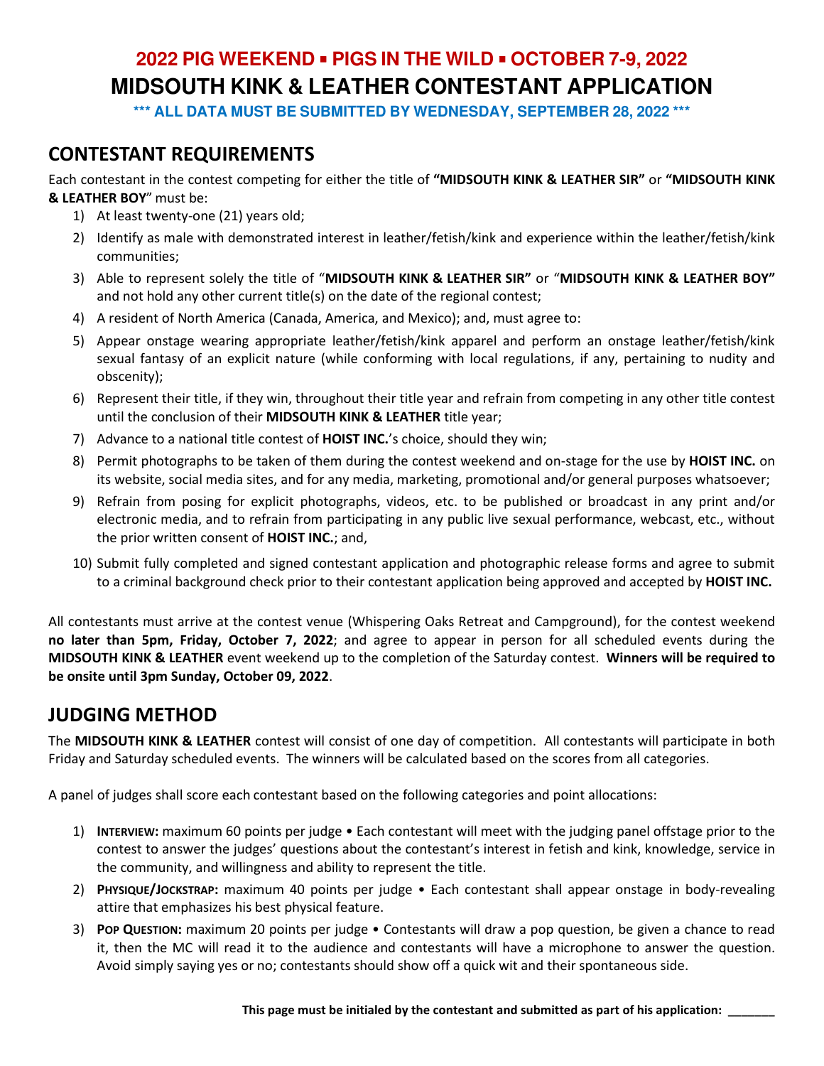# 2022 PIG WEEKEND ▪ PIGS IN THE WILD ▪ OCTOBER 7-9, 2022

# MIDSOUTH KINK & LEATHER CONTESTANT APPLICATION

**\*\*\* ALL DATA MUST BE SUBMITTED BY WEDNESDAY, SEPTEMBER 28, 2022 \*\*\***

## CONTESTANT REQUIREMENTS

Each contestant in the contest competing for either the title of **"MIDSOUTH KINK & LEATHER SIR"** or **"MIDSOUTH KINK & LEATHER BOY"** must be:

1) At least twenty-one (21) years old;
2) Identify as male with demonstrated interest in leather/fetish/kink and experience within the leather/fetish/kink communities;
3) Able to represent solely the title of "**MIDSOUTH KINK & LEATHER SIR"** or "**MIDSOUTH KINK & LEATHER BOY"** and not hold any other current title(s) on the date of the regional contest;
4) A resident of North America (Canada, America, and Mexico); and, must agree to:
5) Appear onstage wearing appropriate leather/fetish/kink apparel and perform an onstage leather/fetish/kink sexual fantasy of an explicit nature (while conforming with local regulations, if any, pertaining to nudity and obscenity);
6) Represent their title, if they win, throughout their title year and refrain from competing in any other title contest until the conclusion of their **MIDSOUTH KINK & LEATHER** title year;
7) Advance to a national title contest of **HOIST INC.**'s choice, should they win;
8) Permit photographs to be taken of them during the contest weekend and on-stage for the use by **HOIST INC.** on its website, social media sites, and for any media, marketing, promotional and/or general purposes whatsoever;
9) Refrain from posing for explicit photographs, videos, etc. to be published or broadcast in any print and/or electronic media, and to refrain from participating in any public live sexual performance, webcast, etc., without the prior written consent of **HOIST INC.**; and,
10) Submit fully completed and signed contestant application and photographic release forms and agree to submit to a criminal background check prior to their contestant application being approved and accepted by **HOIST INC.**

All contestants must arrive at the contest venue (Whispering Oaks Retreat and Campground), for the contest weekend **no later than 5pm, Friday, October 7, 2022**; and agree to appear in person for all scheduled events during the **MIDSOUTH KINK & LEATHER** event weekend up to the completion of the Saturday contest. **Winners will be required to be onsite until 3pm Sunday, October 09, 2022**.

## JUDGING METHOD

The **MIDSOUTH KINK & LEATHER** contest will consist of one day of competition. All contestants will participate in both Friday and Saturday scheduled events. The winners will be calculated based on the scores from all categories.

A panel of judges shall score each contestant based on the following categories and point allocations:

1) **INTERVIEW:** maximum 60 points per judge • Each contestant will meet with the judging panel offstage prior to the contest to answer the judges' questions about the contestant's interest in fetish and kink, knowledge, service in the community, and willingness and ability to represent the title.
2) **PHYSIQUE/JOCKSTRAP:** maximum 40 points per judge • Each contestant shall appear onstage in body-revealing attire that emphasizes his best physical feature.
3) **POP QUESTION:** maximum 20 points per judge • Contestants will draw a pop question, be given a chance to read it, then the MC will read it to the audience and contestants will have a microphone to answer the question. Avoid simply saying yes or no; contestants should show off a quick wit and their spontaneous side.

**This page must be initialed by the contestant and submitted as part of his application: _______**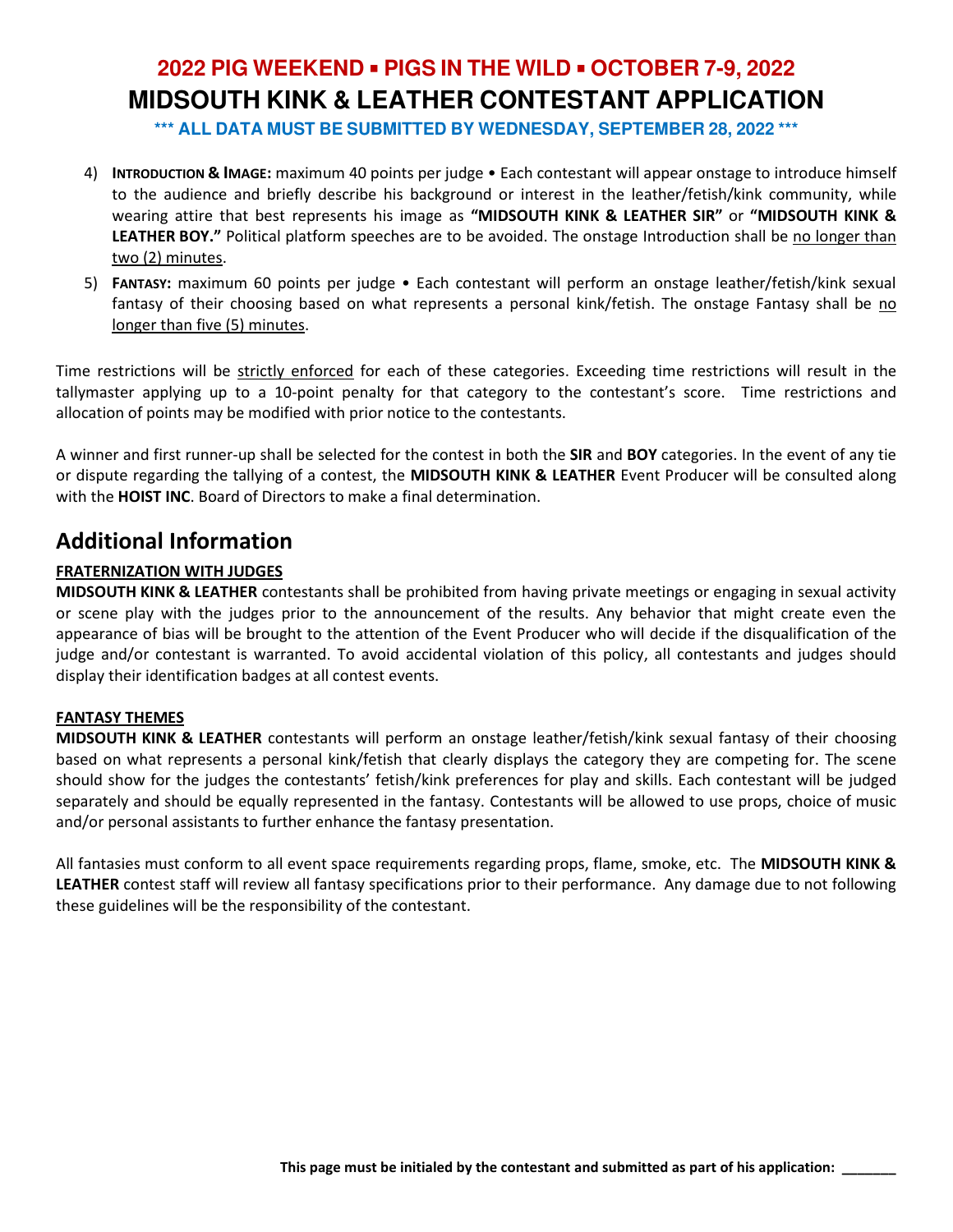# 2022 PIG WEEKEND ▪ PIGS IN THE WILD ▪ OCTOBER 7-9, 2022

# MIDSOUTH KINK & LEATHER CONTESTANT APPLICATION

**\*\*\* ALL DATA MUST BE SUBMITTED BY WEDNESDAY, SEPTEMBER 28, 2022 \*\*\***

4) **INTRODUCTION & IMAGE:** maximum 40 points per judge • Each contestant will appear onstage to introduce himself to the audience and briefly describe his background or interest in the leather/fetish/kink community, while wearing attire that best represents his image as **"MIDSOUTH KINK & LEATHER SIR"** or **"MIDSOUTH KINK & LEATHER BOY."** Political platform speeches are to be avoided. The onstage Introduction shall be no longer than two (2) minutes.
5) **FANTASY:** maximum 60 points per judge • Each contestant will perform an onstage leather/fetish/kink sexual fantasy of their choosing based on what represents a personal kink/fetish. The onstage Fantasy shall be no longer than five (5) minutes.

Time restrictions will be strictly enforced for each of these categories. Exceeding time restrictions will result in the tallymaster applying up to a 10-point penalty for that category to the contestant's score. Time restrictions and allocation of points may be modified with prior notice to the contestants.

A winner and first runner-up shall be selected for the contest in both the **SIR** and **BOY** categories. In the event of any tie or dispute regarding the tallying of a contest, the **MIDSOUTH KINK & LEATHER** Event Producer will be consulted along with the **HOIST INC**. Board of Directors to make a final determination.

## Additional Information

**FRATERNIZATION WITH JUDGES**

**MIDSOUTH KINK & LEATHER** contestants shall be prohibited from having private meetings or engaging in sexual activity or scene play with the judges prior to the announcement of the results. Any behavior that might create even the appearance of bias will be brought to the attention of the Event Producer who will decide if the disqualification of the judge and/or contestant is warranted. To avoid accidental violation of this policy, all contestants and judges should display their identification badges at all contest events.

**FANTASY THEMES**

**MIDSOUTH KINK & LEATHER** contestants will perform an onstage leather/fetish/kink sexual fantasy of their choosing based on what represents a personal kink/fetish that clearly displays the category they are competing for. The scene should show for the judges the contestants' fetish/kink preferences for play and skills. Each contestant will be judged separately and should be equally represented in the fantasy. Contestants will be allowed to use props, choice of music and/or personal assistants to further enhance the fantasy presentation.

All fantasies must conform to all event space requirements regarding props, flame, smoke, etc. The **MIDSOUTH KINK & LEATHER** contest staff will review all fantasy specifications prior to their performance. Any damage due to not following these guidelines will be the responsibility of the contestant.

**This page must be initialed by the contestant and submitted as part of his application: \_\_\_\_\_\_\_**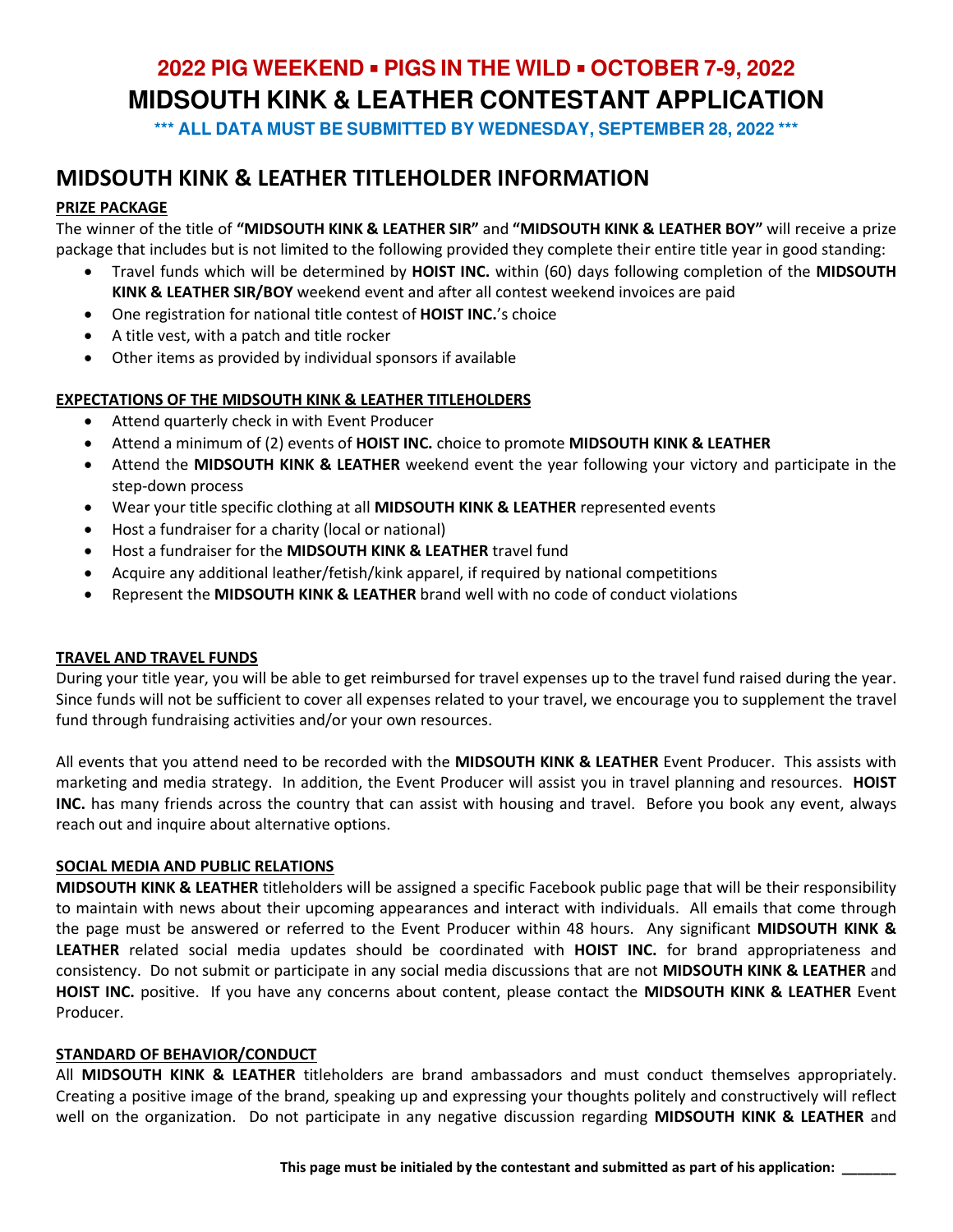# 2022 PIG WEEKEND ▪ PIGS IN THE WILD ▪ OCTOBER 7-9, 2022

# MIDSOUTH KINK & LEATHER CONTESTANT APPLICATION

**\*\*\* ALL DATA MUST BE SUBMITTED BY WEDNESDAY, SEPTEMBER 28, 2022 \*\*\***

## MIDSOUTH KINK & LEATHER TITLEHOLDER INFORMATION

**PRIZE PACKAGE**

The winner of the title of **"MIDSOUTH KINK & LEATHER SIR"** and **"MIDSOUTH KINK & LEATHER BOY"** will receive a prize package that includes but is not limited to the following provided they complete their entire title year in good standing:

- Travel funds which will be determined by **HOIST INC.** within (60) days following completion of the **MIDSOUTH KINK & LEATHER SIR/BOY** weekend event and after all contest weekend invoices are paid
- One registration for national title contest of **HOIST INC.**'s choice
- A title vest, with a patch and title rocker
- Other items as provided by individual sponsors if available

**EXPECTATIONS OF THE MIDSOUTH KINK & LEATHER TITLEHOLDERS**

- Attend quarterly check in with Event Producer
- Attend a minimum of (2) events of **HOIST INC.** choice to promote **MIDSOUTH KINK & LEATHER**
- Attend the **MIDSOUTH KINK & LEATHER** weekend event the year following your victory and participate in the step-down process
- Wear your title specific clothing at all **MIDSOUTH KINK & LEATHER** represented events
- Host a fundraiser for a charity (local or national)
- Host a fundraiser for the **MIDSOUTH KINK & LEATHER** travel fund
- Acquire any additional leather/fetish/kink apparel, if required by national competitions
- Represent the **MIDSOUTH KINK & LEATHER** brand well with no code of conduct violations

**TRAVEL AND TRAVEL FUNDS**

During your title year, you will be able to get reimbursed for travel expenses up to the travel fund raised during the year. Since funds will not be sufficient to cover all expenses related to your travel, we encourage you to supplement the travel fund through fundraising activities and/or your own resources.

All events that you attend need to be recorded with the **MIDSOUTH KINK & LEATHER** Event Producer. This assists with marketing and media strategy. In addition, the Event Producer will assist you in travel planning and resources. **HOIST INC.** has many friends across the country that can assist with housing and travel. Before you book any event, always reach out and inquire about alternative options.

**SOCIAL MEDIA AND PUBLIC RELATIONS**

**MIDSOUTH KINK & LEATHER** titleholders will be assigned a specific Facebook public page that will be their responsibility to maintain with news about their upcoming appearances and interact with individuals. All emails that come through the page must be answered or referred to the Event Producer within 48 hours. Any significant **MIDSOUTH KINK & LEATHER** related social media updates should be coordinated with **HOIST INC.** for brand appropriateness and consistency. Do not submit or participate in any social media discussions that are not **MIDSOUTH KINK & LEATHER** and **HOIST INC.** positive. If you have any concerns about content, please contact the **MIDSOUTH KINK & LEATHER** Event Producer.

**STANDARD OF BEHAVIOR/CONDUCT**

All **MIDSOUTH KINK & LEATHER** titleholders are brand ambassadors and must conduct themselves appropriately. Creating a positive image of the brand, speaking up and expressing your thoughts politely and constructively will reflect well on the organization. Do not participate in any negative discussion regarding **MIDSOUTH KINK & LEATHER** and

**This page must be initialed by the contestant and submitted as part of his application: \_\_\_\_\_\_\_**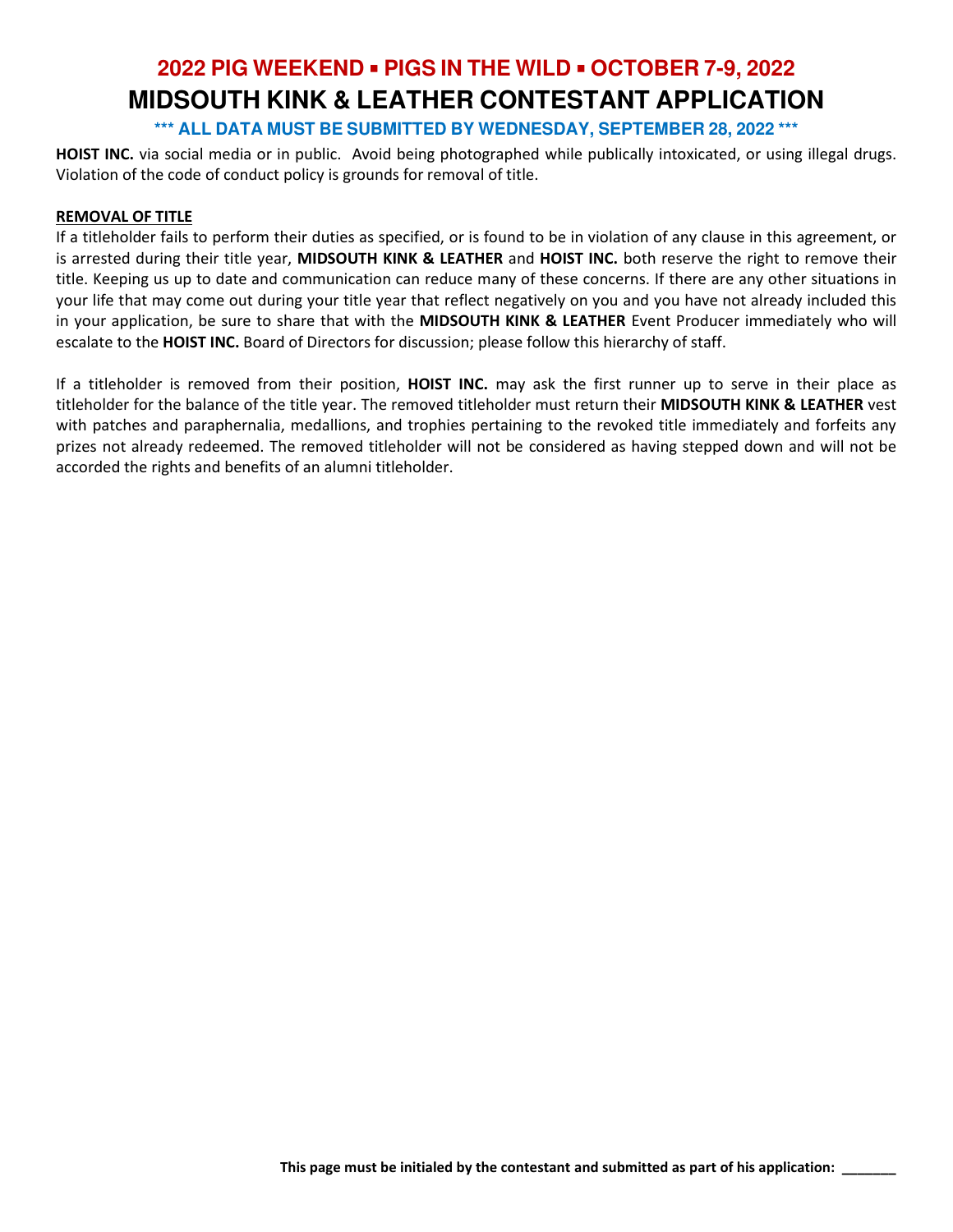HOIST INC. via social media or in public. Avoid being photographed while publically intoxicated, or using illegal drugs. Violation of the code of conduct policy is grounds for removal of title.

**REMOVAL OF TITLE**

If a titleholder fails to perform their duties as specified, or is found to be in violation of any clause in this agreement, or is arrested during their title year, **MIDSOUTH KINK & LEATHER** and **HOIST INC.** both reserve the right to remove their title. Keeping us up to date and communication can reduce many of these concerns. If there are any other situations in your life that may come out during your title year that reflect negatively on you and you have not already included this in your application, be sure to share that with the **MIDSOUTH KINK & LEATHER** Event Producer immediately who will escalate to the **HOIST INC.** Board of Directors for discussion; please follow this hierarchy of staff.

If a titleholder is removed from their position, **HOIST INC.** may ask the first runner up to serve in their place as titleholder for the balance of the title year. The removed titleholder must return their **MIDSOUTH KINK & LEATHER** vest with patches and paraphernalia, medallions, and trophies pertaining to the revoked title immediately and forfeits any prizes not already redeemed. The removed titleholder will not be considered as having stepped down and will not be accorded the rights and benefits of an alumni titleholder.

**This page must be initialed by the contestant and submitted as part of his application: _______**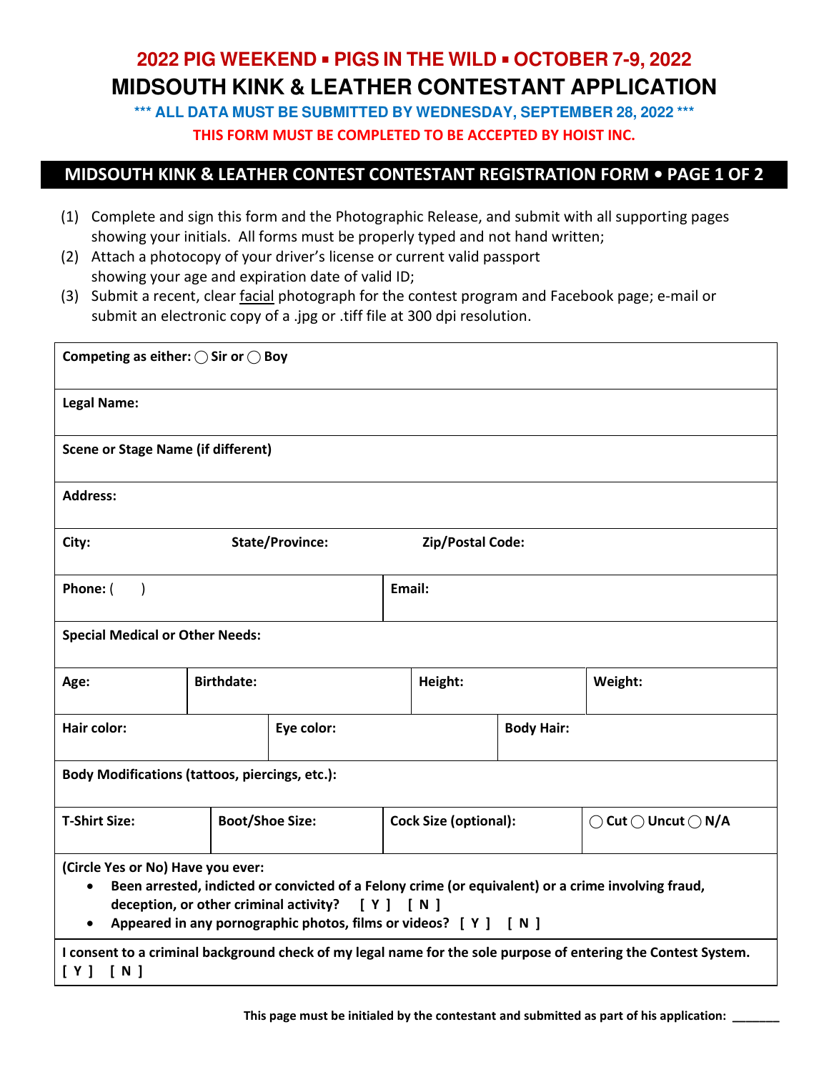# 2022 PIG WEEKEND ▪ PIGS IN THE WILD ▪ OCTOBER 7-9, 2022

# MIDSOUTH KINK & LEATHER CONTESTANT APPLICATION

**\*\*\* ALL DATA MUST BE SUBMITTED BY WEDNESDAY, SEPTEMBER 28, 2022 \*\*\***

**THIS FORM MUST BE COMPLETED TO BE ACCEPTED BY HOIST INC.**

## MIDSOUTH KINK & LEATHER CONTEST CONTESTANT REGISTRATION FORM • PAGE 1 OF 2

(1) Complete and sign this form and the Photographic Release, and submit with all supporting pages showing your initials. All forms must be properly typed and not hand written;

(2) Attach a photocopy of your driver's license or current valid passport showing your age and expiration date of valid ID;

(3) Submit a recent, clear facial photograph for the contest program and Facebook page; e-mail or submit an electronic copy of a .jpg or .tiff file at 300 dpi resolution.

| | | | |
|---|---|---|---|
| **Competing as either:** ◯ **Sir or** ◯ **Boy** | | | |
| **Legal Name:** | | | |
| **Scene or Stage Name (if different)** | | | |
| **Address:** | | | |
| **City:** | **State/Province:** | **Zip/Postal Code:** | |
| **Phone:** ( ) | | **Email:** | |
| **Special Medical or Other Needs:** | | | |
| **Age:** | **Birthdate:** | **Height:** | **Weight:** |
| **Hair color:** | **Eye color:** | **Body Hair:** | |
| **Body Modifications (tattoos, piercings, etc.):** | | | |
| **T-Shirt Size:** | **Boot/Shoe Size:** | **Cock Size (optional):** | ◯ **Cut** ◯ **Uncut** ◯ **N/A** |

**(Circle Yes or No) Have you ever:**

- **Been arrested, indicted or convicted of a Felony crime (or equivalent) or a crime involving fraud, deception, or other criminal activity? [ Y ] [ N ]**
- **Appeared in any pornographic photos, films or videos? [ Y ] [ N ]**

**I consent to a criminal background check of my legal name for the sole purpose of entering the Contest System. [ Y ] [ N ]**

**This page must be initialed by the contestant and submitted as part of his application: _______**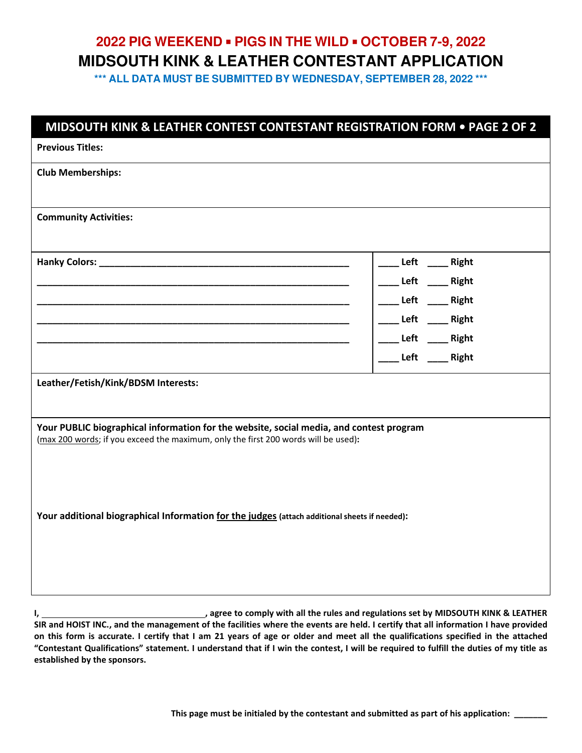# 2022 PIG WEEKEND ▪ PIGS IN THE WILD ▪ OCTOBER 7-9, 2022

## MIDSOUTH KINK & LEATHER CONTESTANT APPLICATION

**\*\*\* ALL DATA MUST BE SUBMITTED BY WEDNESDAY, SEPTEMBER 28, 2022 \*\*\***

### MIDSOUTH KINK & LEATHER CONTEST CONTESTANT REGISTRATION FORM • PAGE 2 OF 2

**Previous Titles:**

**Club Memberships:**

**Community Activities:**

| **Hanky Colors:** ____________________________________________ | ____ **Left** ____ **Right** |
|---|---|
| ____________________________________________________ | ____ **Left** ____ **Right** |
| ____________________________________________________ | ____ **Left** ____ **Right** |
| ____________________________________________________ | ____ **Left** ____ **Right** |
| ____________________________________________________ | ____ **Left** ____ **Right** |
| | ____ **Left** ____ **Right** |

**Leather/Fetish/Kink/BDSM Interests:**

**Your PUBLIC biographical information for the website, social media, and contest program**
(max 200 words; if you exceed the maximum, only the first 200 words will be used)**:**

**Your additional biographical Information for the judges (attach additional sheets if needed):**

**I, ______________________________, agree to comply with all the rules and regulations set by MIDSOUTH KINK & LEATHER SIR and HOIST INC., and the management of the facilities where the events are held. I certify that all information I have provided on this form is accurate. I certify that I am 21 years of age or older and meet all the qualifications specified in the attached "Contestant Qualifications" statement. I understand that if I win the contest, I will be required to fulfill the duties of my title as established by the sponsors.**

**This page must be initialed by the contestant and submitted as part of his application: _______**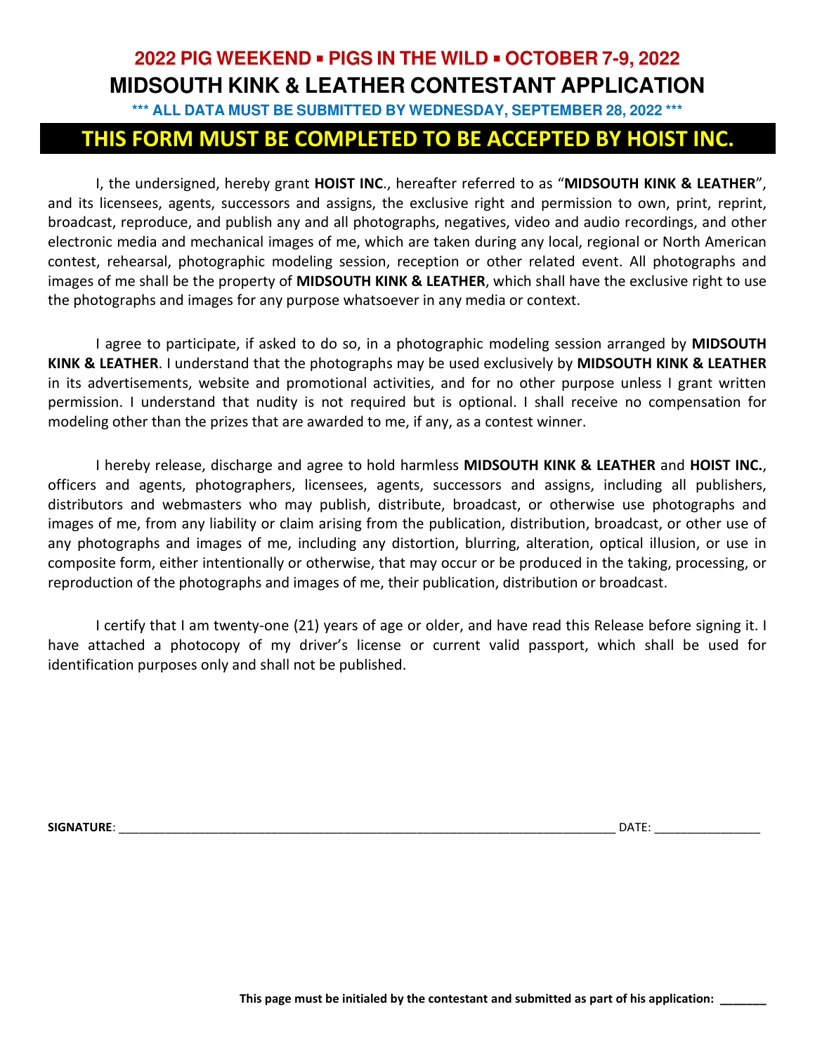# 2022 PIG WEEKEND ▪ PIGS IN THE WILD ▪ OCTOBER 7-9, 2022

## MIDSOUTH KINK & LEATHER CONTESTANT APPLICATION

**\*\*\* ALL DATA MUST BE SUBMITTED BY WEDNESDAY, SEPTEMBER 28, 2022 \*\*\***

## THIS FORM MUST BE COMPLETED TO BE ACCEPTED BY HOIST INC.

I, the undersigned, hereby grant **HOIST INC**., hereafter referred to as "**MIDSOUTH KINK & LEATHER**", and its licensees, agents, successors and assigns, the exclusive right and permission to own, print, reprint, broadcast, reproduce, and publish any and all photographs, negatives, video and audio recordings, and other electronic media and mechanical images of me, which are taken during any local, regional or North American contest, rehearsal, photographic modeling session, reception or other related event. All photographs and images of me shall be the property of **MIDSOUTH KINK & LEATHER**, which shall have the exclusive right to use the photographs and images for any purpose whatsoever in any media or context.

I agree to participate, if asked to do so, in a photographic modeling session arranged by **MIDSOUTH KINK & LEATHER**. I understand that the photographs may be used exclusively by **MIDSOUTH KINK & LEATHER** in its advertisements, website and promotional activities, and for no other purpose unless I grant written permission. I understand that nudity is not required but is optional. I shall receive no compensation for modeling other than the prizes that are awarded to me, if any, as a contest winner.

I hereby release, discharge and agree to hold harmless **MIDSOUTH KINK & LEATHER** and **HOIST INC.**, officers and agents, photographers, licensees, agents, successors and assigns, including all publishers, distributors and webmasters who may publish, distribute, broadcast, or otherwise use photographs and images of me, from any liability or claim arising from the publication, distribution, broadcast, or other use of any photographs and images of me, including any distortion, blurring, alteration, optical illusion, or use in composite form, either intentionally or otherwise, that may occur or be produced in the taking, processing, or reproduction of the photographs and images of me, their publication, distribution or broadcast.

I certify that I am twenty-one (21) years of age or older, and have read this Release before signing it. I have attached a photocopy of my driver's license or current valid passport, which shall be used for identification purposes only and shall not be published.

**SIGNATURE**: ________________________________________________ DATE: _______________

**This page must be initialed by the contestant and submitted as part of his application: _______**